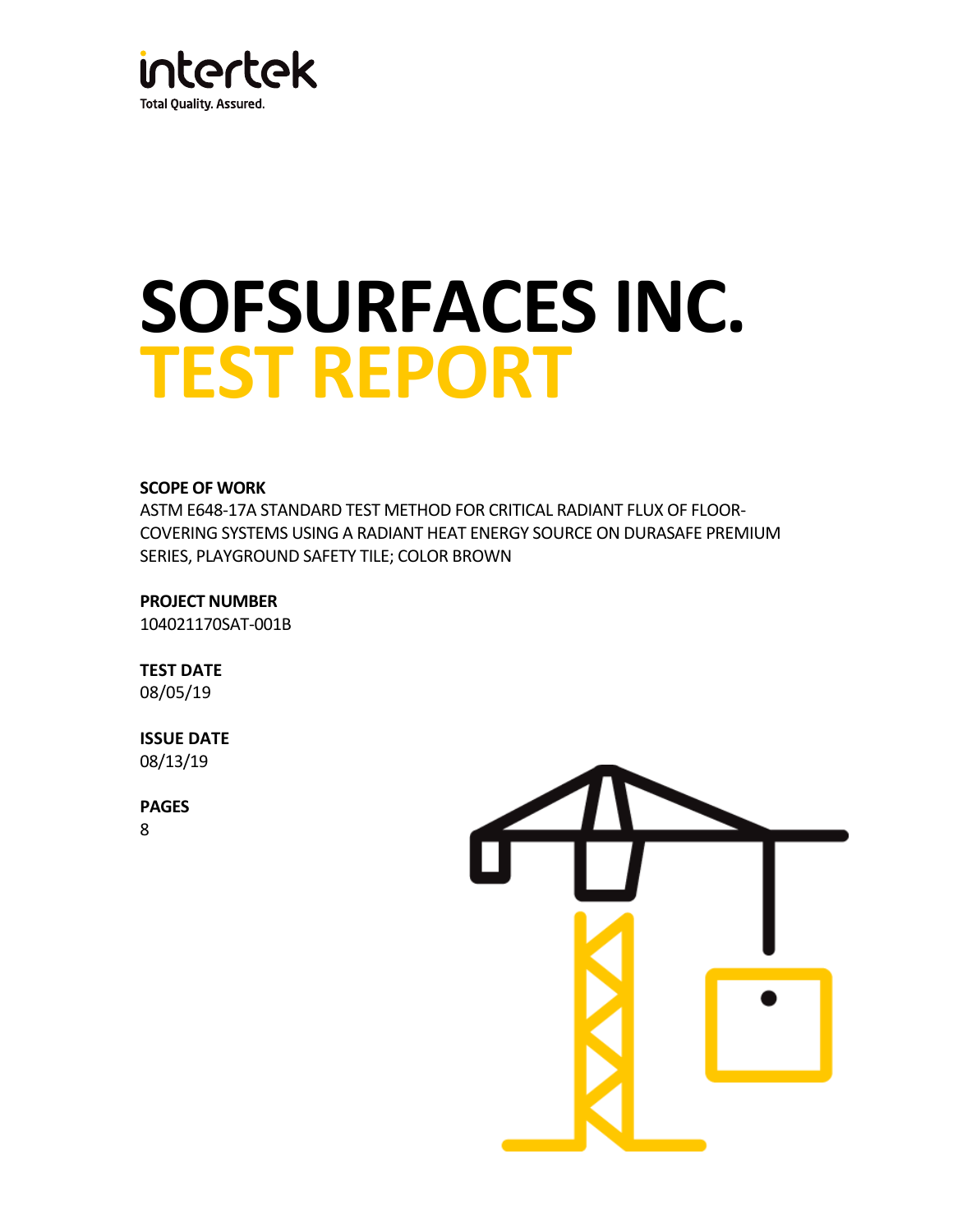intertek
Total Quality. Assured.

# SOFSURFACES INC.
# TEST REPORT

**SCOPE OF WORK**
ASTM E648-17A STANDARD TEST METHOD FOR CRITICAL RADIANT FLUX OF FLOOR-COVERING SYSTEMS USING A RADIANT HEAT ENERGY SOURCE ON DURASAFE PREMIUM SERIES, PLAYGROUND SAFETY TILE; COLOR BROWN

**PROJECT NUMBER**
104021170SAT-001B

**TEST DATE**
08/05/19

**ISSUE DATE**
08/13/19

**PAGES**
8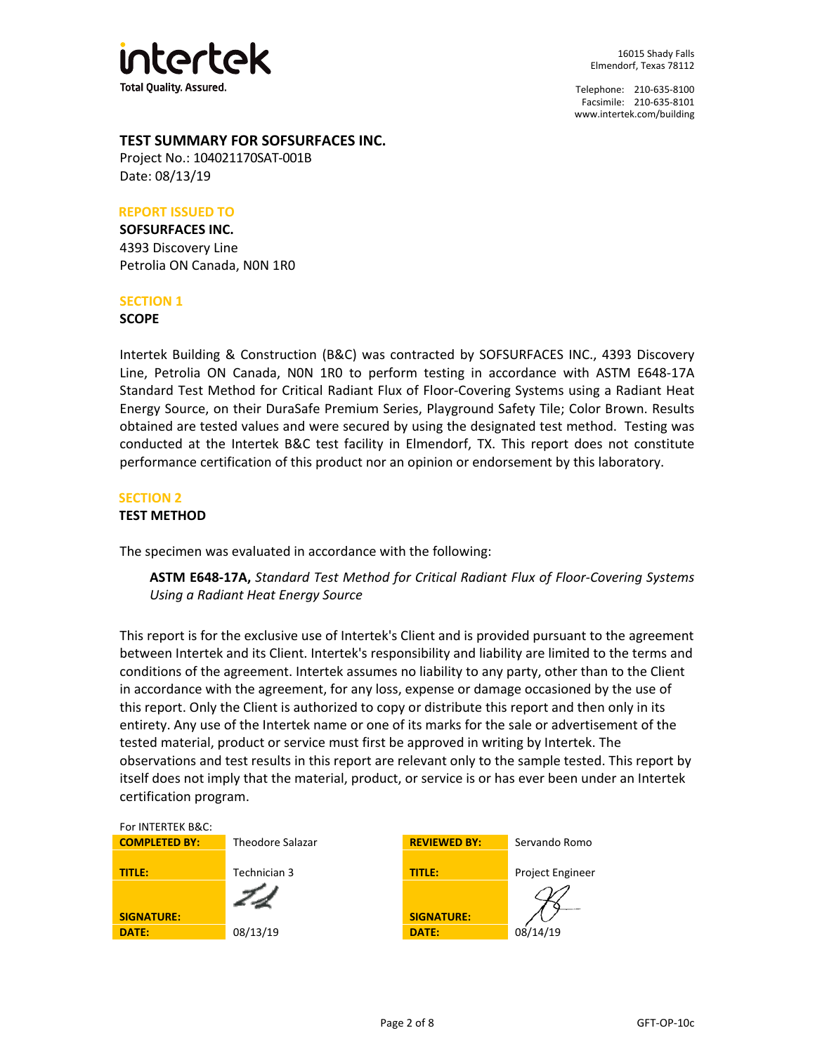intertek

Total Quality. Assured.

16015 Shady Falls
Elmendorf, Texas 78112

Telephone: 210-635-8100
Facsimile: 210-635-8101
www.intertek.com/building

# TEST SUMMARY FOR SOFSURFACES INC.

Project No.: 104021170SAT-001B
Date: 08/13/19

## REPORT ISSUED TO

**SOFSURFACES INC.**
4393 Discovery Line
Petrolia ON Canada, N0N 1R0

## SECTION 1

**SCOPE**

Intertek Building & Construction (B&C) was contracted by SOFSURFACES INC., 4393 Discovery Line, Petrolia ON Canada, N0N 1R0 to perform testing in accordance with ASTM E648-17A Standard Test Method for Critical Radiant Flux of Floor-Covering Systems using a Radiant Heat Energy Source, on their DuraSafe Premium Series, Playground Safety Tile; Color Brown. Results obtained are tested values and were secured by using the designated test method. Testing was conducted at the Intertek B&C test facility in Elmendorf, TX. This report does not constitute performance certification of this product nor an opinion or endorsement by this laboratory.

## SECTION 2

**TEST METHOD**

The specimen was evaluated in accordance with the following:

> **ASTM E648-17A,** *Standard Test Method for Critical Radiant Flux of Floor-Covering Systems Using a Radiant Heat Energy Source*

This report is for the exclusive use of Intertek's Client and is provided pursuant to the agreement between Intertek and its Client. Intertek's responsibility and liability are limited to the terms and conditions of the agreement. Intertek assumes no liability to any party, other than to the Client in accordance with the agreement, for any loss, expense or damage occasioned by the use of this report. Only the Client is authorized to copy or distribute this report and then only in its entirety. Any use of the Intertek name or one of its marks for the sale or advertisement of the tested material, product or service must first be approved in writing by Intertek. The observations and test results in this report are relevant only to the sample tested. This report by itself does not imply that the material, product, or service is or has ever been under an Intertek certification program.

For INTERTEK B&C:

| | | | |
|---|---|---|---|
| **COMPLETED BY:** | Theodore Salazar | **REVIEWED BY:** | Servando Romo |
| **TITLE:** | Technician 3 | **TITLE:** | Project Engineer |
| **SIGNATURE:** | [signature] | **SIGNATURE:** | [signature] |
| **DATE:** | 08/13/19 | **DATE:** | 08/14/19 |

GFT-OP-10c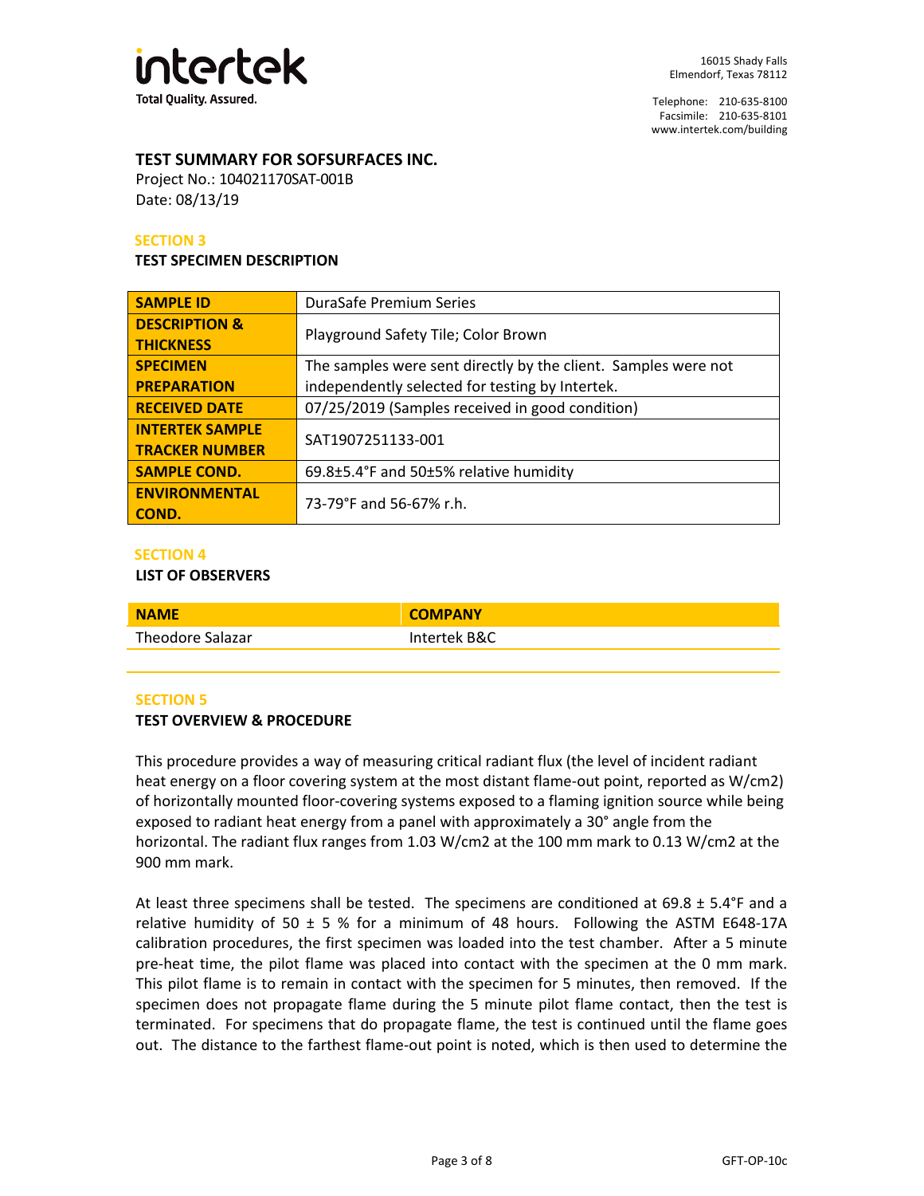# TEST SUMMARY FOR SOFSURFACES INC.

Project No.: 104021170SAT-001B
Date: 08/13/19

## SECTION 3

### TEST SPECIMEN DESCRIPTION

| | |
|---|---|
| **SAMPLE ID** | DuraSafe Premium Series |
| **DESCRIPTION & THICKNESS** | Playground Safety Tile; Color Brown |
| **SPECIMEN PREPARATION** | The samples were sent directly by the client. Samples were not independently selected for testing by Intertek. |
| **RECEIVED DATE** | 07/25/2019 (Samples received in good condition) |
| **INTERTEK SAMPLE TRACKER NUMBER** | SAT1907251133-001 |
| **SAMPLE COND.** | 69.8±5.4°F and 50±5% relative humidity |
| **ENVIRONMENTAL COND.** | 73-79°F and 56-67% r.h. |

## SECTION 4

### LIST OF OBSERVERS

| NAME | COMPANY |
|---|---|
| Theodore Salazar | Intertek B&C |

## SECTION 5

### TEST OVERVIEW & PROCEDURE

This procedure provides a way of measuring critical radiant flux (the level of incident radiant heat energy on a floor covering system at the most distant flame-out point, reported as W/cm2) of horizontally mounted floor-covering systems exposed to a flaming ignition source while being exposed to radiant heat energy from a panel with approximately a 30° angle from the horizontal. The radiant flux ranges from 1.03 W/cm2 at the 100 mm mark to 0.13 W/cm2 at the 900 mm mark.

At least three specimens shall be tested. The specimens are conditioned at 69.8 ± 5.4°F and a relative humidity of 50 ± 5 % for a minimum of 48 hours. Following the ASTM E648-17A calibration procedures, the first specimen was loaded into the test chamber. After a 5 minute pre-heat time, the pilot flame was placed into contact with the specimen at the 0 mm mark. This pilot flame is to remain in contact with the specimen for 5 minutes, then removed. If the specimen does not propagate flame during the 5 minute pilot flame contact, then the test is terminated. For specimens that do propagate flame, the test is continued until the flame goes out. The distance to the farthest flame-out point is noted, which is then used to determine the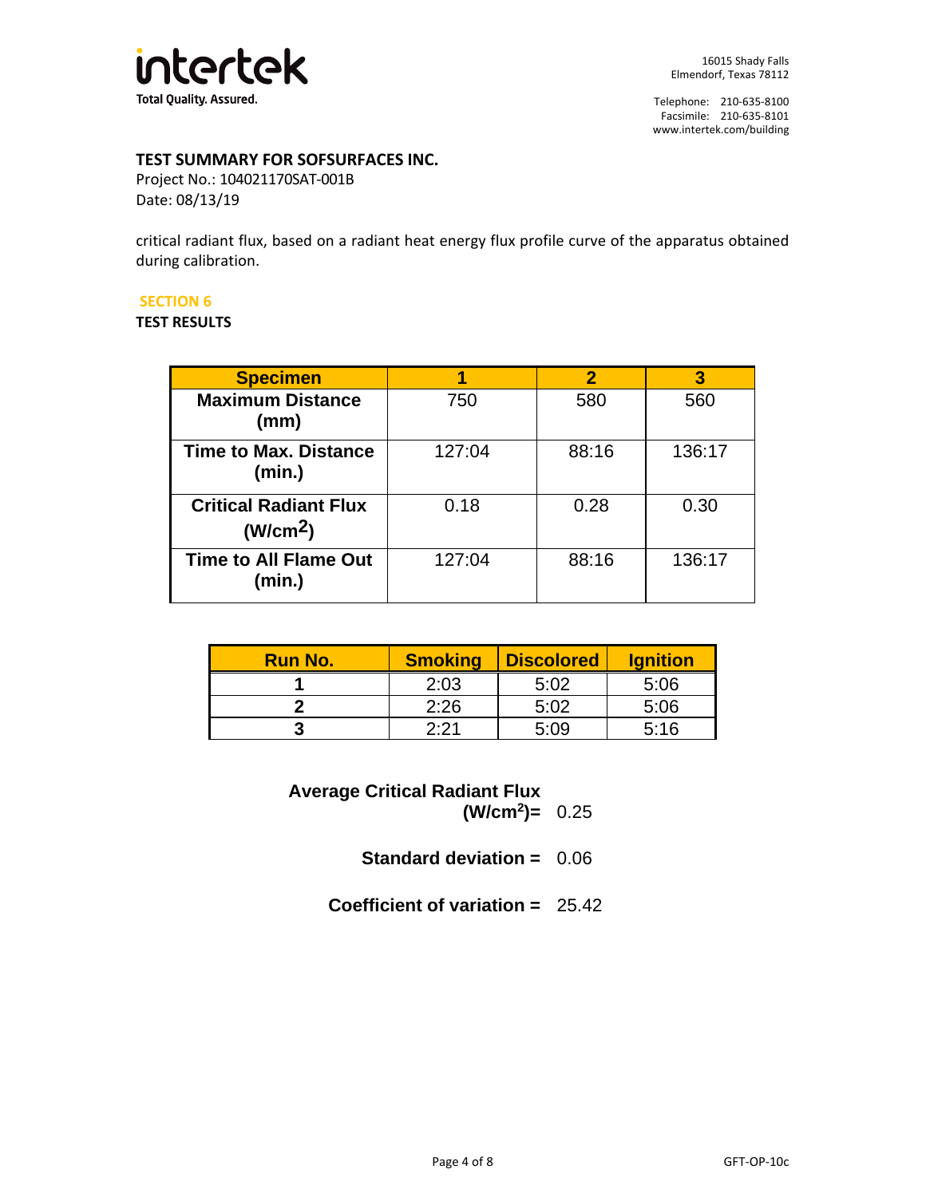**TEST SUMMARY FOR SOFSURFACES INC.**

Project No.: 104021170SAT-001B

Date: 08/13/19

critical radiant flux, based on a radiant heat energy flux profile curve of the apparatus obtained during calibration.

## SECTION 6

**TEST RESULTS**

| Specimen | 1 | 2 | 3 |
|---|---|---|---|
| **Maximum Distance (mm)** | 750 | 580 | 560 |
| **Time to Max. Distance (min.)** | 127:04 | 88:16 | 136:17 |
| **Critical Radiant Flux ($W/cm^2$)** | 0.18 | 0.28 | 0.30 |
| **Time to All Flame Out (min.)** | 127:04 | 88:16 | 136:17 |

| Run No. | Smoking | Discolored | Ignition |
|---|---|---|---|
| **1** | 2:03 | 5:02 | 5:06 |
| **2** | 2:26 | 5:02 | 5:06 |
| **3** | 2:21 | 5:09 | 5:16 |

**Average Critical Radiant Flux ($W/cm^2$)=** 0.25

**Standard deviation =** 0.06

**Coefficient of variation =** 25.42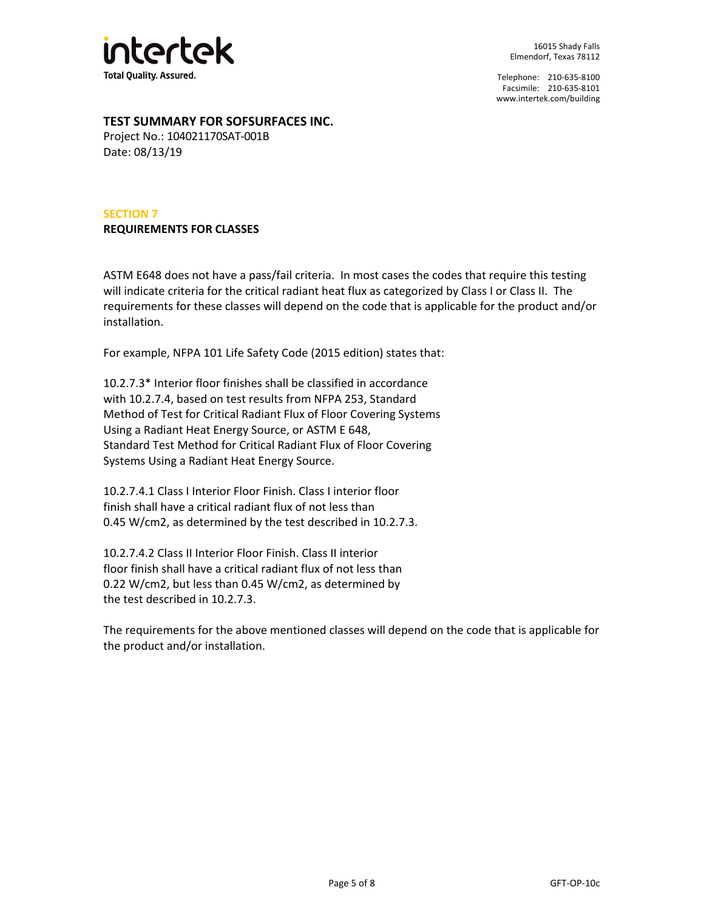**TEST SUMMARY FOR SOFSURFACES INC.**
Project No.: 104021170SAT-001B
Date: 08/13/19

## SECTION 7
## REQUIREMENTS FOR CLASSES

ASTM E648 does not have a pass/fail criteria. In most cases the codes that require this testing will indicate criteria for the critical radiant heat flux as categorized by Class I or Class II. The requirements for these classes will depend on the code that is applicable for the product and/or installation.

For example, NFPA 101 Life Safety Code (2015 edition) states that:

10.2.7.3* Interior floor finishes shall be classified in accordance with 10.2.7.4, based on test results from NFPA 253, Standard Method of Test for Critical Radiant Flux of Floor Covering Systems Using a Radiant Heat Energy Source, or ASTM E 648, Standard Test Method for Critical Radiant Flux of Floor Covering Systems Using a Radiant Heat Energy Source.

10.2.7.4.1 Class I Interior Floor Finish. Class I interior floor finish shall have a critical radiant flux of not less than 0.45 W/cm2, as determined by the test described in 10.2.7.3.

10.2.7.4.2 Class II Interior Floor Finish. Class II interior floor finish shall have a critical radiant flux of not less than 0.22 W/cm2, but less than 0.45 W/cm2, as determined by the test described in 10.2.7.3.

The requirements for the above mentioned classes will depend on the code that is applicable for the product and/or installation.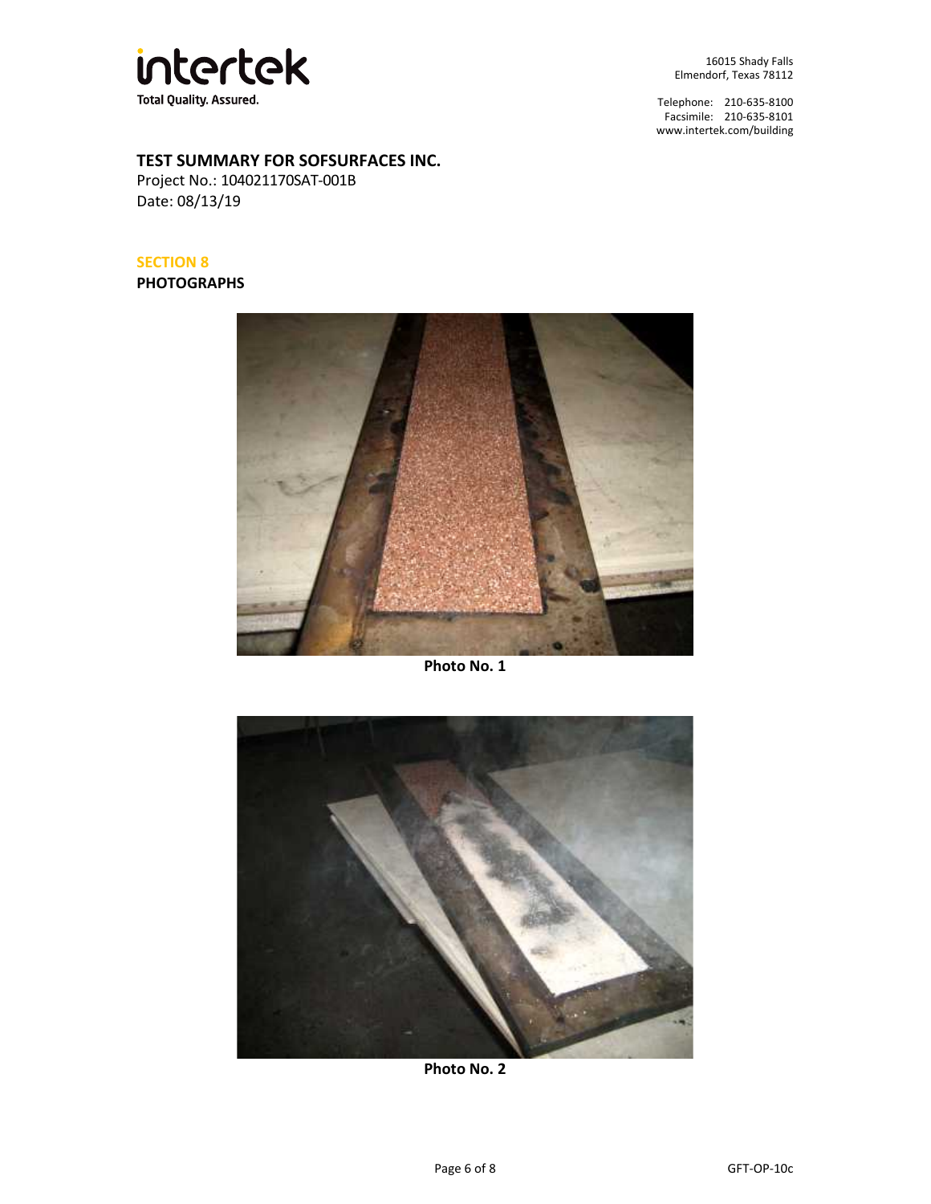## TEST SUMMARY FOR SOFSURFACES INC.

Project No.: 104021170SAT-001B
Date: 08/13/19

**SECTION 8**

**PHOTOGRAPHS**

**Photo No. 1**

**Photo No. 2**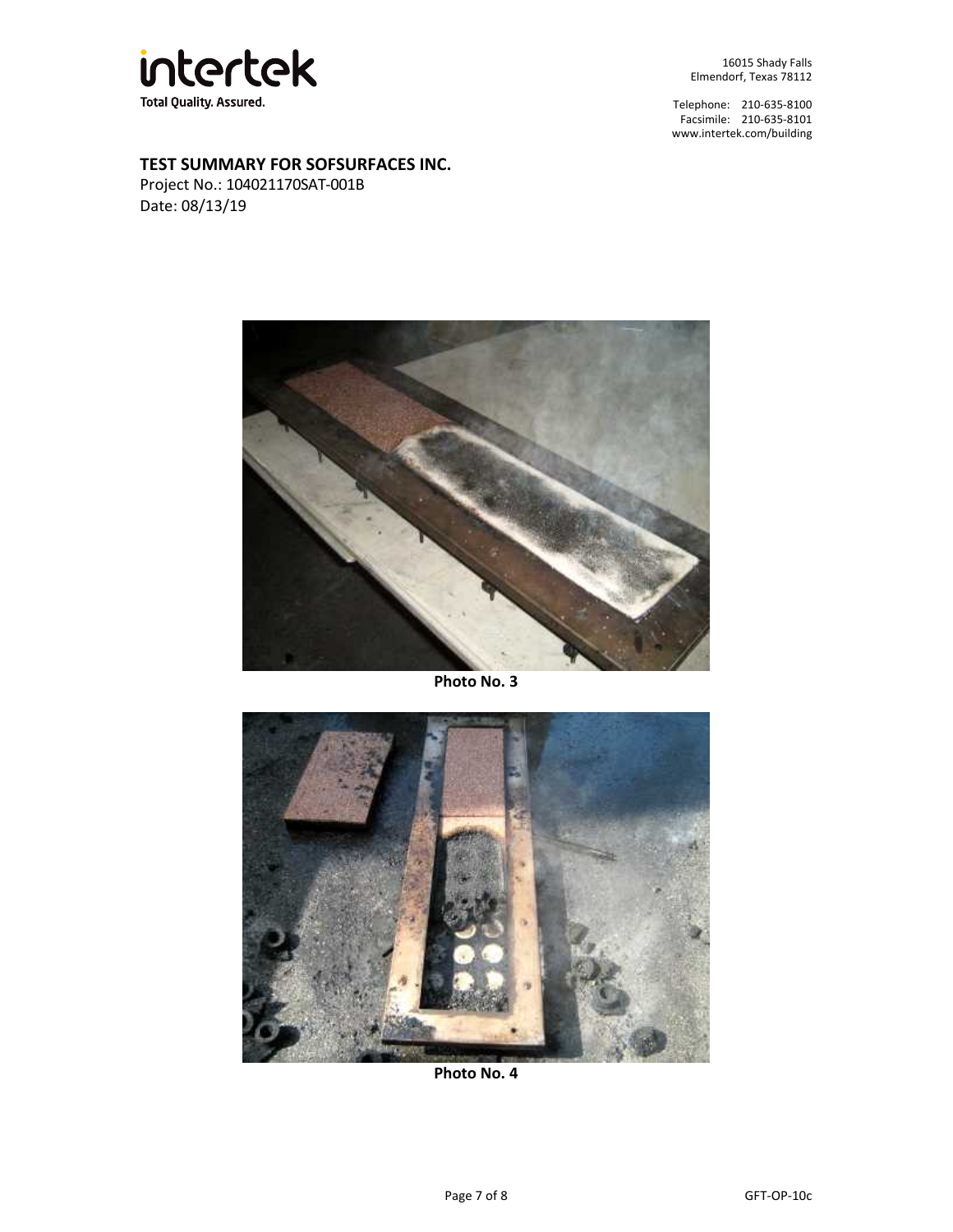**TEST SUMMARY FOR SOFSURFACES INC.**
Project No.: 104021170SAT-001B
Date: 08/13/19

**Photo No. 3**

**Photo No. 4**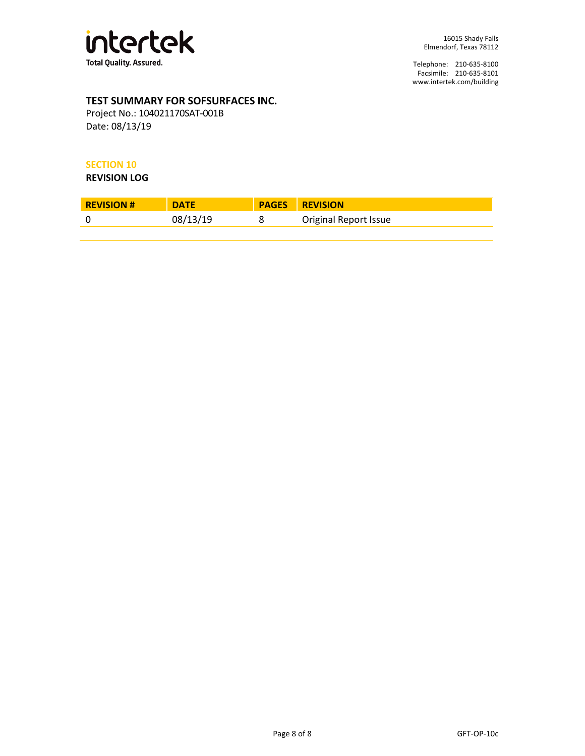# TEST SUMMARY FOR SOFSURFACES INC.

Project No.: 104021170SAT-001B
Date: 08/13/19

## SECTION 10

### REVISION LOG

| REVISION # | DATE | PAGES | REVISION |
|---|---|---|---|
| 0 | 08/13/19 | 8 | Original Report Issue |